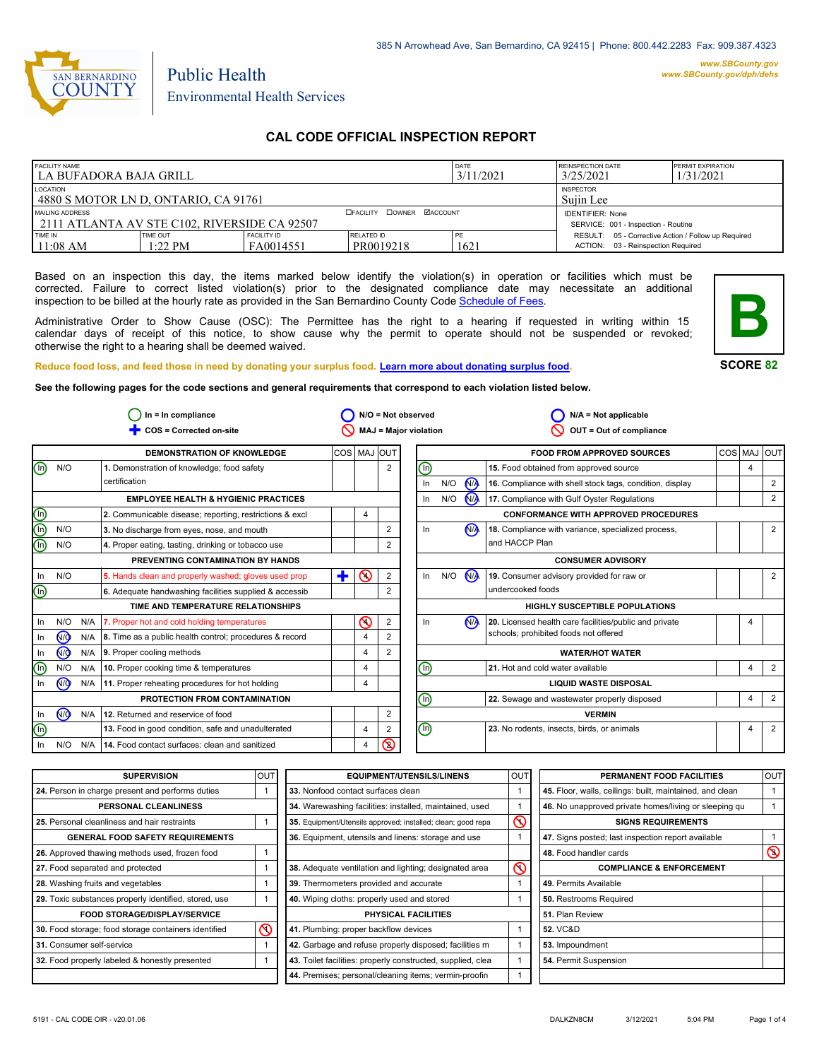385 N Arrowhead Ave, San Bernardino, CA 92415 | Phone: 800.442.2283 Fax: 909.387.4323

www.SBCounty.gov
www.SBCounty.gov/dph/dehs

SAN BERNARDINO COUNTY

# Public Health
Environmental Health Services

## CAL CODE OFFICIAL INSPECTION REPORT

| FACILITY NAME | | | | DATE | REINSPECTION DATE | PERMIT EXPIRATION |
|---|---|---|---|---|---|---|
| LA BUFADORA BAJA GRILL | | | | 3/11/2021 | 3/25/2021 | 1/31/2021 |
| LOCATION: 4880 S MOTOR LN D, ONTARIO, CA 91761 | | | | | INSPECTOR: Sujin Lee | |
| MAILING ADDRESS: 2111 ATLANTA AV STE C102, RIVERSIDE CA 92507 | | ☐FACILITY ☐OWNER ☑ACCOUNT | | | IDENTIFIER: None<br>SERVICE: 001 - Inspection - Routine | |
| TIME IN: 11:08 AM | TIME OUT: 1:22 PM | FACILITY ID: FA0014551 | RELATED ID: PR0019218 | PE: 1621 | RESULT: 05 - Corrective Action / Follow up Required<br>ACTION: 03 - Reinspection Required | |

Based on an inspection this day, the items marked below identify the violation(s) in operation or facilities which must be corrected. Failure to correct listed violation(s) prior to the designated compliance date may necessitate an additional inspection to be billed at the hourly rate as provided in the San Bernardino County Code Schedule of Fees.

Administrative Order to Show Cause (OSC): The Permittee has the right to a hearing if requested in writing within 15 calendar days of receipt of this notice, to show cause why the permit to operate should not be suspended or revoked; otherwise the right to a hearing shall be deemed waived.

**B**
**SCORE 82**

Reduce food loss, and feed those in need by donating your surplus food. Learn more about donating surplus food.

**See the following pages for the code sections and general requirements that correspond to each violation listed below.**

In = In compliance | N/O = Not observed | N/A = Not applicable
COS = Corrected on-site | MAJ = Major violation | OUT = Out of compliance

| | | | DEMONSTRATION OF KNOWLEDGE | COS | MAJ | OUT |
|---|---|---|---|---|---|---|
| **In** | N/O | | 1. Demonstration of knowledge; food safety certification | | | 2 |
| | | | **EMPLOYEE HEALTH & HYGIENIC PRACTICES** | | | |
| **In** | | | 2. Communicable disease; reporting, restrictions & excl | | 4 | |
| **In** | N/O | | 3. No discharge from eyes, nose, and mouth | | | 2 |
| **In** | N/O | | 4. Proper eating, tasting, drinking or tobacco use | | | 2 |
| | | | **PREVENTING CONTAMINATION BY HANDS** | | | |
| In | N/O | | 5. Hands clean and properly washed; gloves used prop | ✚ | **⊘ 4** | 2 |
| **In** | | | 6. Adequate handwashing facilities supplied & accessib | | | 2 |
| | | | **TIME AND TEMPERATURE RELATIONSHIPS** | | | |
| In | N/O | N/A | 7. Proper hot and cold holding temperatures | | **⊘ 4** | 2 |
| In | **N/O** | N/A | 8. Time as a public health control; procedures & record | | 4 | 2 |
| In | **N/O** | N/A | 9. Proper cooling methods | | 4 | 2 |
| **In** | N/O | N/A | 10. Proper cooking time & temperatures | | 4 | |
| In | **N/O** | N/A | 11. Proper reheating procedures for hot holding | | 4 | |
| | | | **PROTECTION FROM CONTAMINATION** | | | |
| In | **N/O** | N/A | 12. Returned and reservice of food | | | 2 |
| **In** | | | 13. Food in good condition, safe and unadulterated | | 4 | 2 |
| In | N/O | N/A | 14. Food contact surfaces: clean and sanitized | | 4 | **⊘ 2** |

| | | | FOOD FROM APPROVED SOURCES | COS | MAJ | OUT |
|---|---|---|---|---|---|---|
| **In** | | | 15. Food obtained from approved source | | 4 | |
| In | N/O | **N/A** | 16. Compliance with shell stock tags, condition, display | | | 2 |
| In | N/O | **N/A** | 17. Compliance with Gulf Oyster Regulations | | | 2 |
| | | | **CONFORMANCE WITH APPROVED PROCEDURES** | | | |
| In | | **N/A** | 18. Compliance with variance, specialized process, and HACCP Plan | | | 2 |
| | | | **CONSUMER ADVISORY** | | | |
| In | N/O | **N/A** | 19. Consumer advisory provided for raw or undercooked foods | | | 2 |
| | | | **HIGHLY SUSCEPTIBLE POPULATIONS** | | | |
| In | | **N/A** | 20. Licensed health care facilities/public and private schools; prohibited foods not offered | | 4 | |
| | | | **WATER/HOT WATER** | | | |
| **In** | | | 21. Hot and cold water available | | 4 | 2 |
| | | | **LIQUID WASTE DISPOSAL** | | | |
| **In** | | | 22. Sewage and wastewater properly disposed | | 4 | 2 |
| | | | **VERMIN** | | | |
| **In** | | | 23. No rodents, insects, birds, or animals | | 4 | 2 |

| SUPERVISION | OUT |
|---|---|
| 24. Person in charge present and performs duties | 1 |
| **PERSONAL CLEANLINESS** | |
| 25. Personal cleanliness and hair restraints | 1 |
| **GENERAL FOOD SAFETY REQUIREMENTS** | |
| 26. Approved thawing methods used, frozen food | 1 |
| 27. Food separated and protected | 1 |
| 28. Washing fruits and vegetables | 1 |
| 29. Toxic substances properly identified, stored, use | 1 |
| **FOOD STORAGE/DISPLAY/SERVICE** | |
| 30. Food storage; food storage containers identified | **⊘** |
| 31. Consumer self-service | 1 |
| 32. Food properly labeled & honestly presented | 1 |

| EQUIPMENT/UTENSILS/LINENS | OUT |
|---|---|
| 33. Nonfood contact surfaces clean | 1 |
| 34. Warewashing facilities: installed, maintained, used | 1 |
| 35. Equipment/Utensils approved; installed; clean; good repa | **⊘** |
| 36. Equipment, utensils and linens: storage and use | 1 |
| | |
| 38. Adequate ventilation and lighting; designated area | **⊘** |
| 39. Thermometers provided and accurate | 1 |
| 40. Wiping cloths: properly used and stored | 1 |
| **PHYSICAL FACILITIES** | |
| 41. Plumbing: proper backflow devices | 1 |
| 42. Garbage and refuse properly disposed; facilities m | 1 |
| 43. Toilet facilities: properly constructed, supplied, clea | 1 |
| 44. Premises; personal/cleaning items; vermin-proofin | 1 |

| PERMANENT FOOD FACILITIES | OUT |
|---|---|
| 45. Floor, walls, ceilings: built, maintained, and clean | 1 |
| 46. No unapproved private homes/living or sleeping qu | 1 |
| **SIGNS REQUIREMENTS** | |
| 47. Signs posted; last inspection report available | 1 |
| 48. Food handler cards | **⊘ 3** |
| **COMPLIANCE & ENFORCEMENT** | |
| 49. Permits Available | |
| 50. Restrooms Required | |
| 51. Plan Review | |
| 52. VC&D | |
| 53. Impoundment | |
| 54. Permit Suspension | |

5191 - CAL CODE OIR - v20.01.06 DALKZN8CM 3/12/2021 5:04 PM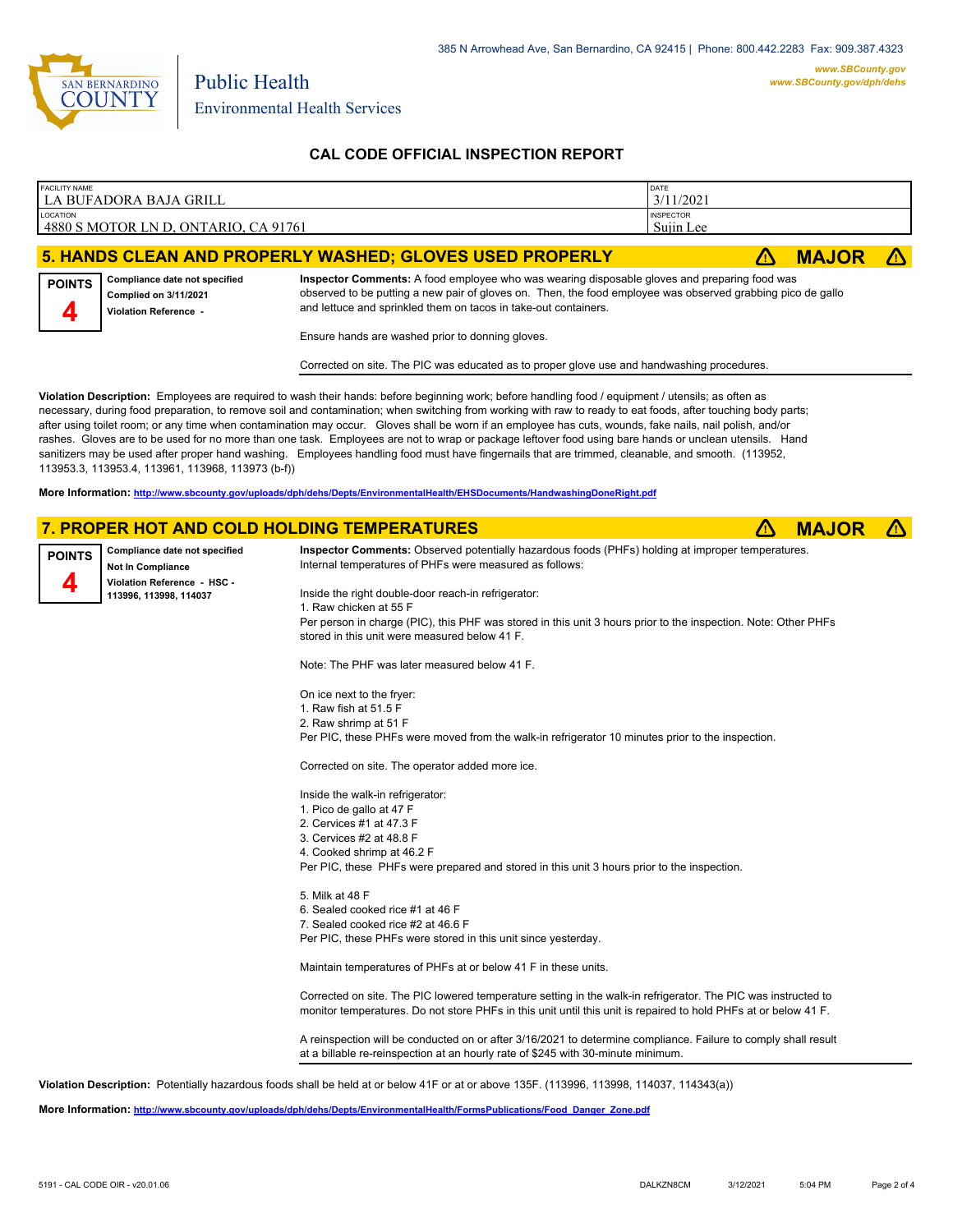385 N Arrowhead Ave, San Bernardino, CA 92415 | Phone: 800.442.2283 Fax: 909.387.4323

www.SBCounty.gov
www.SBCounty.gov/dph/dehs

San Bernardino County
Public Health
Environmental Health Services

## CAL CODE OFFICIAL INSPECTION REPORT

| FACILITY NAME | DATE |
|---|---|
| LA BUFADORA BAJA GRILL | 3/11/2021 |
| **LOCATION** | **INSPECTOR** |
| 4880 S MOTOR LN D, ONTARIO, CA 91761 | Sujin Lee |

### 5. HANDS CLEAN AND PROPERLY WASHED; GLOVES USED PROPERLY — MAJOR

**POINTS** 4

**Compliance date not specified**
**Complied on 3/11/2021**
**Violation Reference -**

**Inspector Comments:** A food employee who was wearing disposable gloves and preparing food was observed to be putting a new pair of gloves on. Then, the food employee was observed grabbing pico de gallo and lettuce and sprinkled them on tacos in take-out containers.

Ensure hands are washed prior to donning gloves.

Corrected on site. The PIC was educated as to proper glove use and handwashing procedures.

**Violation Description:** Employees are required to wash their hands: before beginning work; before handling food / equipment / utensils; as often as necessary, during food preparation, to remove soil and contamination; when switching from working with raw to ready to eat foods, after touching body parts; after using toilet room; or any time when contamination may occur. Gloves shall be worn if an employee has cuts, wounds, fake nails, nail polish, and/or rashes. Gloves are to be used for no more than one task. Employees are not to wrap or package leftover food using bare hands or unclean utensils. Hand sanitizers may be used after proper hand washing. Employees handling food must have fingernails that are trimmed, cleanable, and smooth. (113952, 113953.3, 113953.4, 113961, 113968, 113973 (b-f))

**More Information:** http://www.sbcounty.gov/uploads/dph/dehs/Depts/EnvironmentalHealth/EHSDocuments/HandwashingDoneRight.pdf

### 7. PROPER HOT AND COLD HOLDING TEMPERATURES — MAJOR

**POINTS** 4

**Compliance date not specified**
**Not In Compliance**
**Violation Reference - HSC - 113996, 113998, 114037**

**Inspector Comments:** Observed potentially hazardous foods (PHFs) holding at improper temperatures. Internal temperatures of PHFs were measured as follows:

Inside the right double-door reach-in refrigerator:
1. Raw chicken at 55 F
Per person in charge (PIC), this PHF was stored in this unit 3 hours prior to the inspection. Note: Other PHFs stored in this unit were measured below 41 F.

Note: The PHF was later measured below 41 F.

On ice next to the fryer:
1. Raw fish at 51.5 F
2. Raw shrimp at 51 F
Per PIC, these PHFs were moved from the walk-in refrigerator 10 minutes prior to the inspection.

Corrected on site. The operator added more ice.

Inside the walk-in refrigerator:
1. Pico de gallo at 47 F
2. Cervices #1 at 47.3 F
3. Cervices #2 at 48.8 F
4. Cooked shrimp at 46.2 F
Per PIC, these PHFs were prepared and stored in this unit 3 hours prior to the inspection.

5. Milk at 48 F
6. Sealed cooked rice #1 at 46 F
7. Sealed cooked rice #2 at 46.6 F
Per PIC, these PHFs were stored in this unit since yesterday.

Maintain temperatures of PHFs at or below 41 F in these units.

Corrected on site. The PIC lowered temperature setting in the walk-in refrigerator. The PIC was instructed to monitor temperatures. Do not store PHFs in this unit until this unit is repaired to hold PHFs at or below 41 F.

A reinspection will be conducted on or after 3/16/2021 to determine compliance. Failure to comply shall result at a billable re-reinspection at an hourly rate of $245 with 30-minute minimum.

**Violation Description:** Potentially hazardous foods shall be held at or below 41F or at or above 135F. (113996, 113998, 114037, 114343(a))

**More Information:** http://www.sbcounty.gov/uploads/dph/dehs/Depts/EnvironmentalHealth/FormsPublications/Food_Danger_Zone.pdf

5191 - CAL CODE OIR - v20.01.06 DALKZN8CM 3/12/2021 5:04 PM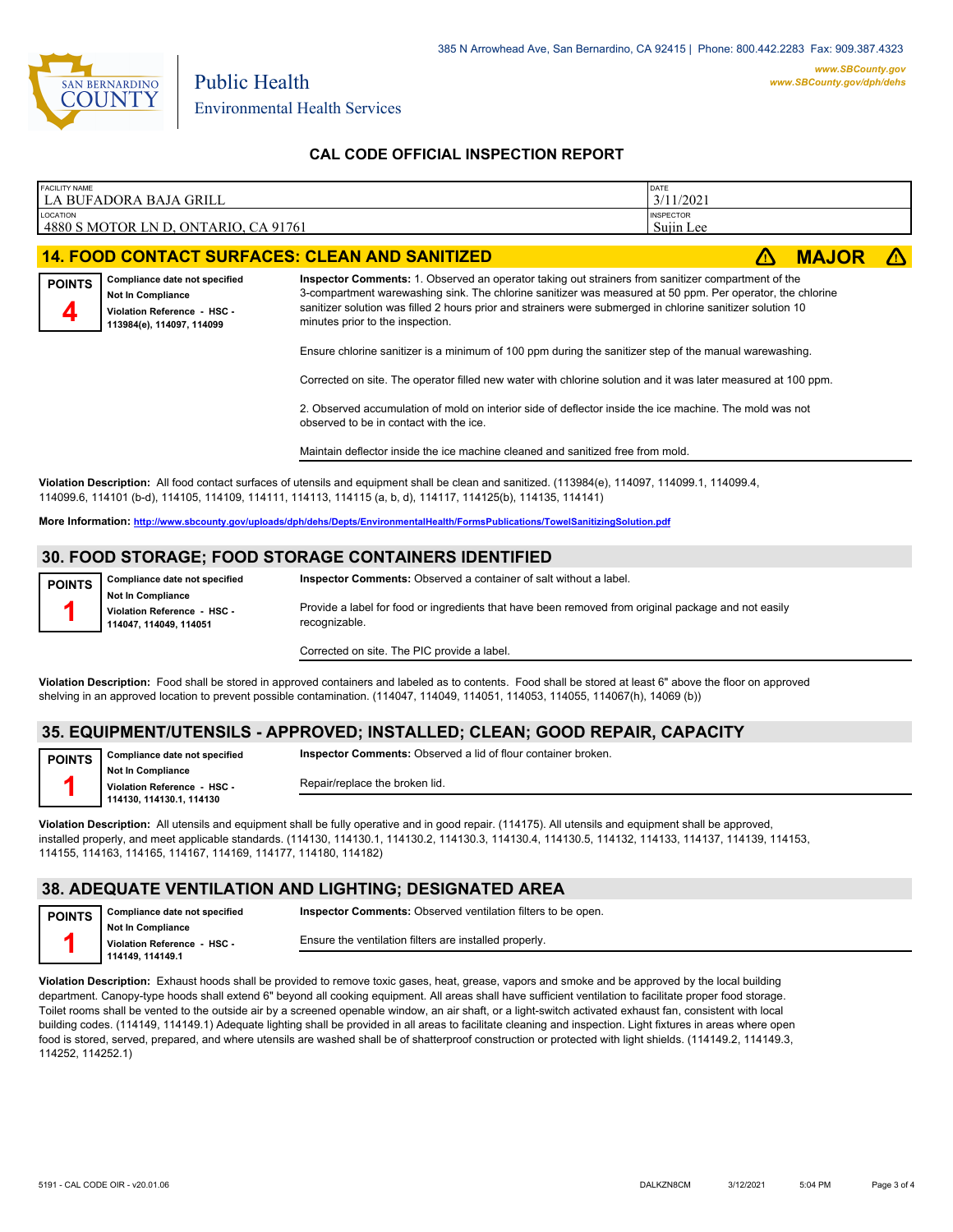## CAL CODE OFFICIAL INSPECTION REPORT

| FACILITY NAME | DATE |
| --- | --- |
| LA BUFADORA BAJA GRILL | 3/11/2021 |
| **LOCATION** | **INSPECTOR** |
| 4880 S MOTOR LN D, ONTARIO, CA 91761 | Sujin Lee |

## 14. FOOD CONTACT SURFACES: CLEAN AND SANITIZED — MAJOR

**POINTS 4**

**Compliance date not specified**
**Not In Compliance**
**Violation Reference - HSC - 113984(e), 114097, 114099**

**Inspector Comments:** 1. Observed an operator taking out strainers from sanitizer compartment of the 3-compartment warewashing sink. The chlorine sanitizer was measured at 50 ppm. Per operator, the chlorine sanitizer solution was filled 2 hours prior and strainers were submerged in chlorine sanitizer solution 10 minutes prior to the inspection.

Ensure chlorine sanitizer is a minimum of 100 ppm during the sanitizer step of the manual warewashing.

Corrected on site. The operator filled new water with chlorine solution and it was later measured at 100 ppm.

2. Observed accumulation of mold on interior side of deflector inside the ice machine. The mold was not observed to be in contact with the ice.

Maintain deflector inside the ice machine cleaned and sanitized free from mold.

**Violation Description:** All food contact surfaces of utensils and equipment shall be clean and sanitized. (113984(e), 114097, 114099.1, 114099.4, 114099.6, 114101 (b-d), 114105, 114109, 114111, 114113, 114115 (a, b, d), 114117, 114125(b), 114135, 114141)

**More Information:** http://www.sbcounty.gov/uploads/dph/dehs/Depts/EnvironmentalHealth/FormsPublications/TowelSanitizingSolution.pdf

## 30. FOOD STORAGE; FOOD STORAGE CONTAINERS IDENTIFIED

**POINTS 1**

**Compliance date not specified**
**Not In Compliance**
**Violation Reference - HSC - 114047, 114049, 114051**

**Inspector Comments:** Observed a container of salt without a label.

Provide a label for food or ingredients that have been removed from original package and not easily recognizable.

Corrected on site. The PIC provide a label.

**Violation Description:** Food shall be stored in approved containers and labeled as to contents. Food shall be stored at least 6" above the floor on approved shelving in an approved location to prevent possible contamination. (114047, 114049, 114051, 114053, 114055, 114067(h), 14069 (b))

## 35. EQUIPMENT/UTENSILS - APPROVED; INSTALLED; CLEAN; GOOD REPAIR, CAPACITY

**POINTS 1**

**Compliance date not specified**
**Not In Compliance**
**Violation Reference - HSC - 114130, 114130.1, 114130**

**Inspector Comments:** Observed a lid of flour container broken.

Repair/replace the broken lid.

**Violation Description:** All utensils and equipment shall be fully operative and in good repair. (114175). All utensils and equipment shall be approved, installed properly, and meet applicable standards. (114130, 114130.1, 114130.2, 114130.3, 114130.4, 114130.5, 114132, 114133, 114137, 114139, 114153, 114155, 114163, 114165, 114167, 114169, 114177, 114180, 114182)

## 38. ADEQUATE VENTILATION AND LIGHTING; DESIGNATED AREA

**POINTS 1**

**Compliance date not specified**
**Not In Compliance**
**Violation Reference - HSC - 114149, 114149.1**

**Inspector Comments:** Observed ventilation filters to be open.

Ensure the ventilation filters are installed properly.

**Violation Description:** Exhaust hoods shall be provided to remove toxic gases, heat, grease, vapors and smoke and be approved by the local building department. Canopy-type hoods shall extend 6" beyond all cooking equipment. All areas shall have sufficient ventilation to facilitate proper food storage. Toilet rooms shall be vented to the outside air by a screened openable window, an air shaft, or a light-switch activated exhaust fan, consistent with local building codes. (114149, 114149.1) Adequate lighting shall be provided in all areas to facilitate cleaning and inspection. Light fixtures in areas where open food is stored, served, prepared, and where utensils are washed shall be of shatterproof construction or protected with light shields. (114149.2, 114149.3, 114252, 114252.1)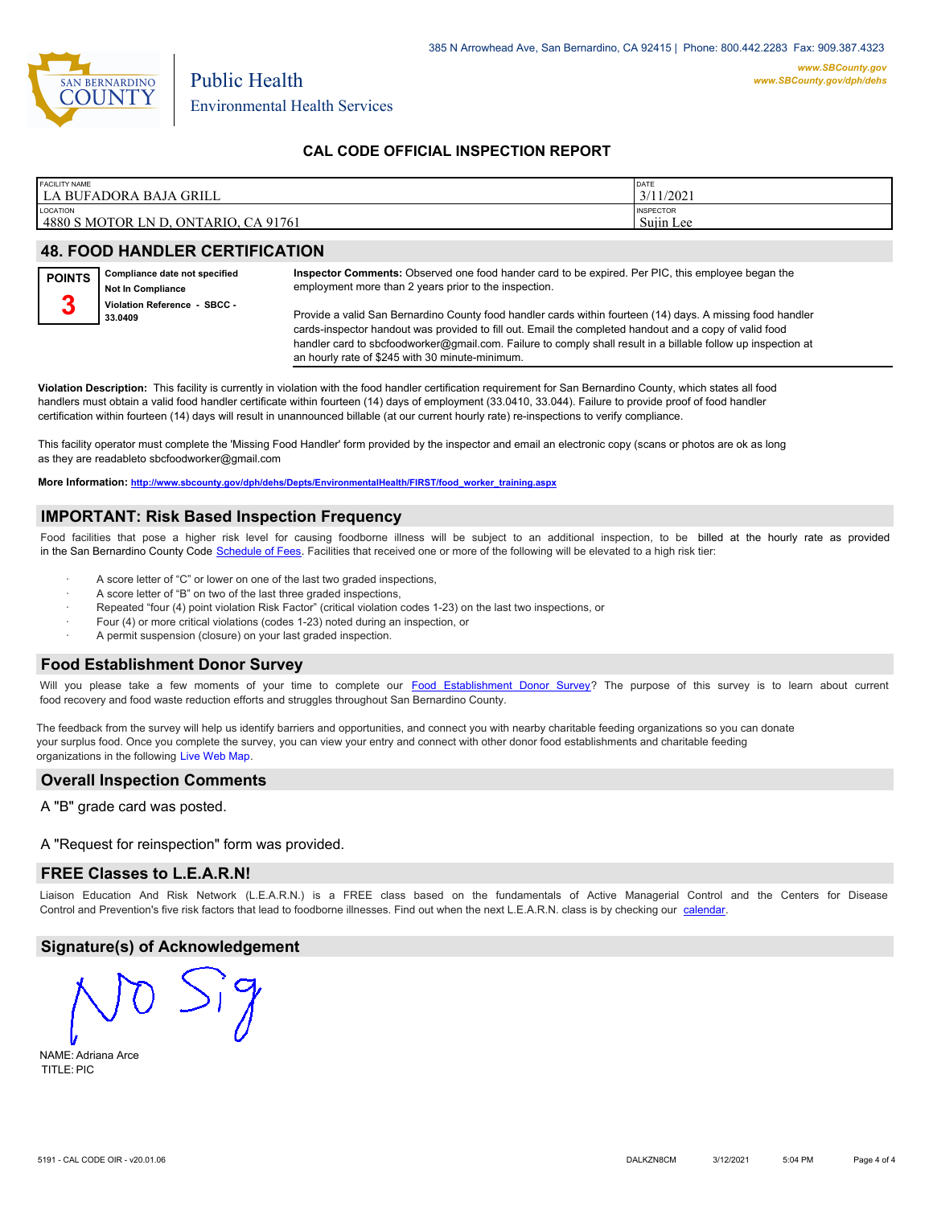385 N Arrowhead Ave, San Bernardino, CA 92415 | Phone: 800.442.2283 Fax: 909.387.4323

www.SBCounty.gov
www.SBCounty.gov/dph/dehs

SAN BERNARDINO COUNTY

Public Health
Environmental Health Services

# CAL CODE OFFICIAL INSPECTION REPORT

| FACILITY NAME | DATE |
|---|---|
| LA BUFADORA BAJA GRILL | 3/11/2021 |
| **LOCATION** | **INSPECTOR** |
| 4880 S MOTOR LN D, ONTARIO, CA 91761 | Sujin Lee |

## 48. FOOD HANDLER CERTIFICATION

| | | |
|---|---|---|
| **POINTS** **3** | **Compliance date not specified** **Not In Compliance** **Violation Reference - SBCC - 33.0409** | **Inspector Comments:** Observed one food hander card to be expired. Per PIC, this employee began the employment more than 2 years prior to the inspection. Provide a valid San Bernardino County food handler cards within fourteen (14) days. A missing food handler cards-inspector handout was provided to fill out. Email the completed handout and a copy of valid food handler card to sbcfoodworker@gmail.com. Failure to comply shall result in a billable follow up inspection at an hourly rate of $245 with 30 minute-minimum. |

**Violation Description:** This facility is currently in violation with the food handler certification requirement for San Bernardino County, which states all food handlers must obtain a valid food handler certificate within fourteen (14) days of employment (33.0410, 33.044). Failure to provide proof of food handler certification within fourteen (14) days will result in unannounced billable (at our current hourly rate) re-inspections to verify compliance.

This facility operator must complete the 'Missing Food Handler' form provided by the inspector and email an electronic copy (scans or photos are ok as long as they are readableto sbcfoodworker@gmail.com

**More Information:** http://www.sbcounty.gov/dph/dehs/Depts/EnvironmentalHealth/FIRST/food_worker_training.aspx

## IMPORTANT: Risk Based Inspection Frequency

Food facilities that pose a higher risk level for causing foodborne illness will be subject to an additional inspection, to be billed at the hourly rate as provided in the San Bernardino County Code Schedule of Fees. Facilities that received one or more of the following will be elevated to a high risk tier:

- A score letter of "C" or lower on one of the last two graded inspections,
- A score letter of "B" on two of the last three graded inspections,
- Repeated "four (4) point violation Risk Factor" (critical violation codes 1-23) on the last two inspections, or
- Four (4) or more critical violations (codes 1-23) noted during an inspection, or
- A permit suspension (closure) on your last graded inspection.

## Food Establishment Donor Survey

Will you please take a few moments of your time to complete our Food Establishment Donor Survey? The purpose of this survey is to learn about current food recovery and food waste reduction efforts and struggles throughout San Bernardino County.

The feedback from the survey will help us identify barriers and opportunities, and connect you with nearby charitable feeding organizations so you can donate your surplus food. Once you complete the survey, you can view your entry and connect with other donor food establishments and charitable feeding organizations in the following Live Web Map.

## Overall Inspection Comments

A "B" grade card was posted.

A "Request for reinspection" form was provided.

## FREE Classes to L.E.A.R.N!

Liaison Education And Risk Network (L.E.A.R.N.) is a FREE class based on the fundamentals of Active Managerial Control and the Centers for Disease Control and Prevention's five risk factors that lead to foodborne illnesses. Find out when the next L.E.A.R.N. class is by checking our calendar.

## Signature(s) of Acknowledgement

No Sig

NAME: Adriana Arce
TITLE: PIC

5191 - CAL CODE OIR - v20.01.06 DALKZN8CM 3/12/2021 5:04 PM